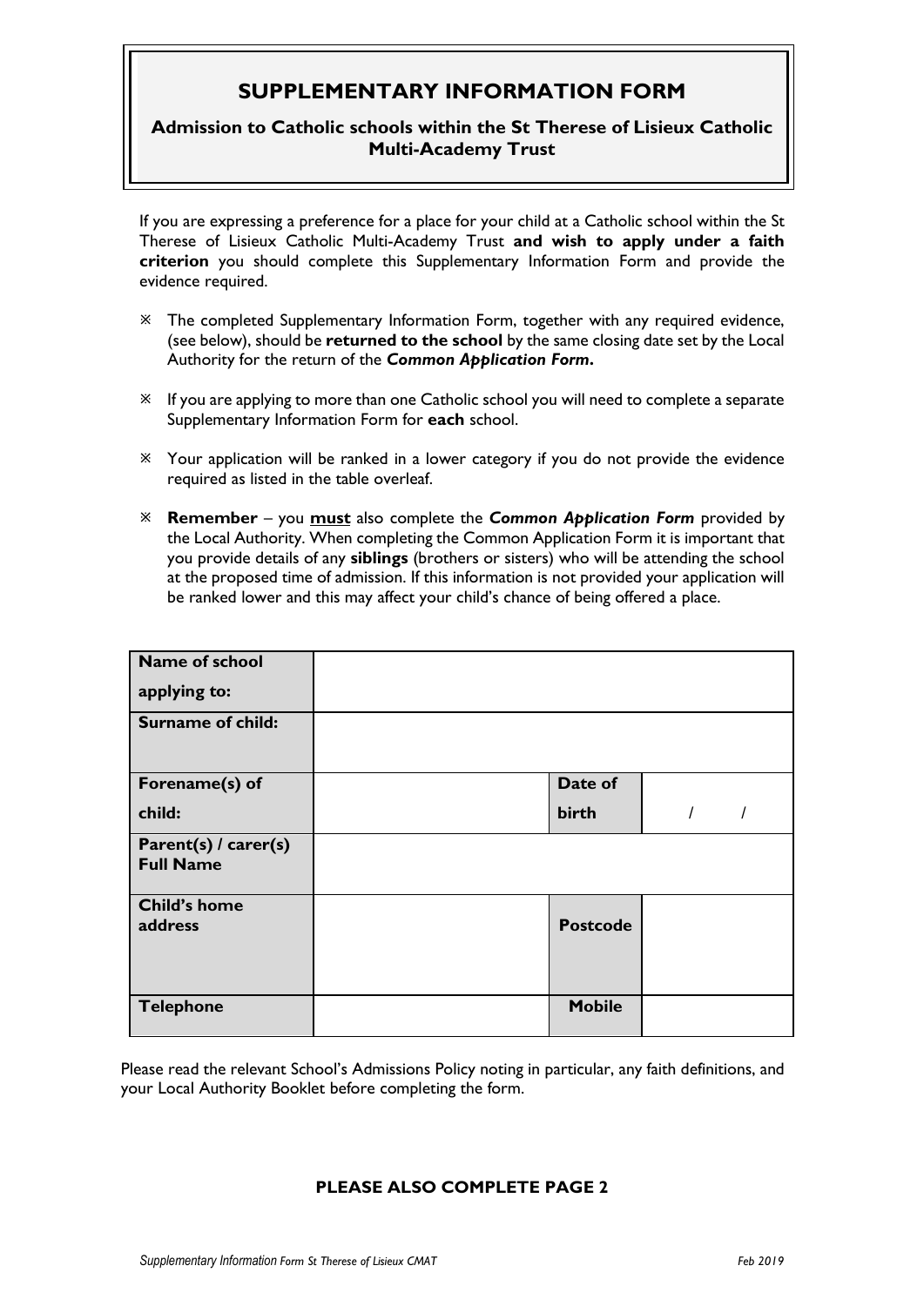# SUPPLEMENTARY INFORMATION FORM

## Admission to Catholic schools within the St Therese of Lisieux Catholic Multi-Academy Trust

If you are expressing a preference for a place for your child at a Catholic school within the St Therese of Lisieux Catholic Multi-Academy Trust **and wish to apply under a faith criterion** you should complete this Supplementary Information Form and provide the evidence required.

- The completed Supplementary Information Form, together with any required evidence, (see below), should be **returned to the school** by the same closing date set by the Local Authority for the return of the ***Common Application Form*.**
- If you are applying to more than one Catholic school you will need to complete a separate Supplementary Information Form for **each** school.
- Your application will be ranked in a lower category if you do not provide the evidence required as listed in the table overleaf.
- **Remember** – you **must** also complete the ***Common Application Form*** provided by the Local Authority. When completing the Common Application Form it is important that you provide details of any **siblings** (brothers or sisters) who will be attending the school at the proposed time of admission. If this information is not provided your application will be ranked lower and this may affect your child's chance of being offered a place.

| **Name of school applying to:** | | | |
|---|---|---|---|
| **Surname of child:** | | | |
| **Forename(s) of child:** | | **Date of birth** | / / |
| **Parent(s) / carer(s) Full Name** | | | |
| **Child's home address** | | **Postcode** | |
| **Telephone** | | **Mobile** | |

Please read the relevant School's Admissions Policy noting in particular, any faith definitions, and your Local Authority Booklet before completing the form.

**PLEASE ALSO COMPLETE PAGE 2**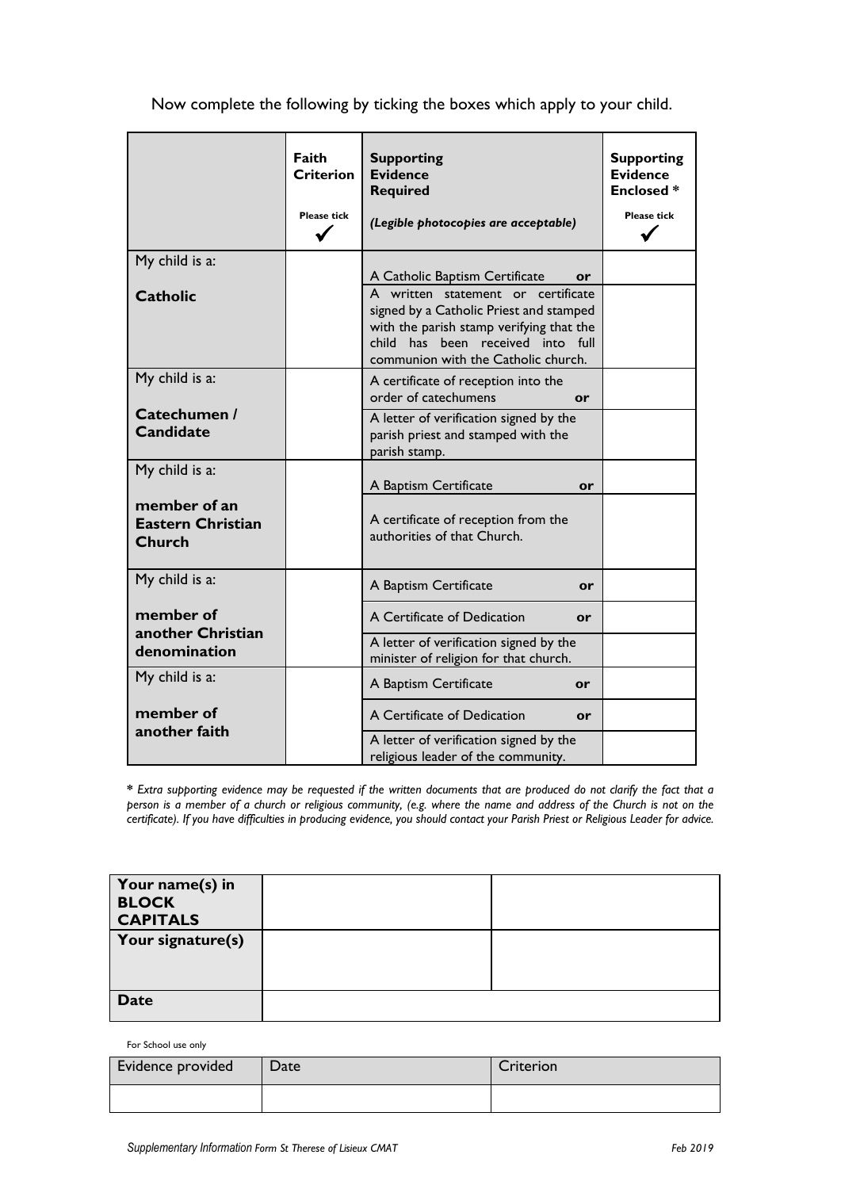Now complete the following by ticking the boxes which apply to your child.

| | **Faith Criterion** Please tick ✓ | **Supporting Evidence Required** *(Legible photocopies are acceptable)* | **Supporting Evidence Enclosed \*** Please tick ✓ |
|---|---|---|---|
| My child is a: **Catholic** | | A Catholic Baptism Certificate **or** | |
| | | A written statement or certificate signed by a Catholic Priest and stamped with the parish stamp verifying that the child has been received into full communion with the Catholic church. | |
| My child is a: **Catechumen / Candidate** | | A certificate of reception into the order of catechumens **or** | |
| | | A letter of verification signed by the parish priest and stamped with the parish stamp. | |
| My child is a: **member of an Eastern Christian Church** | | A Baptism Certificate **or** | |
| | | A certificate of reception from the authorities of that Church. | |
| My child is a: **member of another Christian denomination** | | A Baptism Certificate **or** | |
| | | A Certificate of Dedication **or** | |
| | | A letter of verification signed by the minister of religion for that church. | |
| My child is a: **member of another faith** | | A Baptism Certificate **or** | |
| | | A Certificate of Dedication **or** | |
| | | A letter of verification signed by the religious leader of the community. | |

**\*** *Extra supporting evidence may be requested if the written documents that are produced do not clarify the fact that a person is a member of a church or religious community, (e.g. where the name and address of the Church is not on the certificate). If you have difficulties in producing evidence, you should contact your Parish Priest or Religious Leader for advice.*

| **Your name(s) in BLOCK CAPITALS** | | |
|---|---|---|
| **Your signature(s)** | | |
| **Date** | | |

For School use only

| Evidence provided | Date | Criterion |
|---|---|---|
| | | |

*Supplementary Information Form St Therese of Lisieux CMAT* *Feb 2019*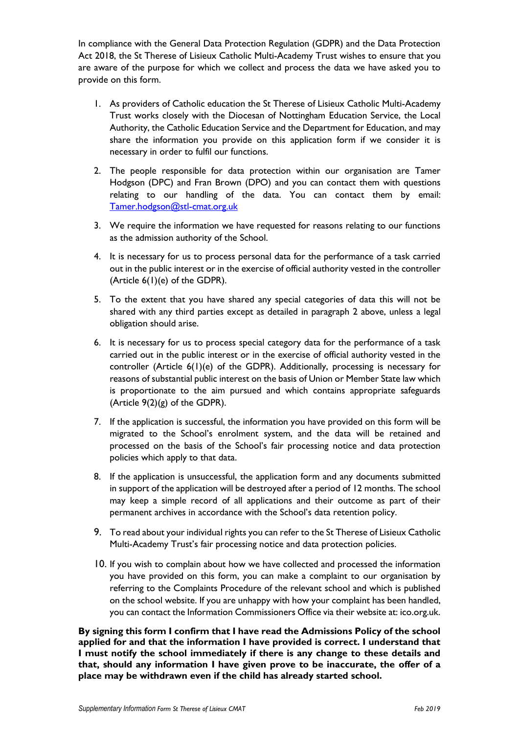In compliance with the General Data Protection Regulation (GDPR) and the Data Protection Act 2018, the St Therese of Lisieux Catholic Multi-Academy Trust wishes to ensure that you are aware of the purpose for which we collect and process the data we have asked you to provide on this form.

1. As providers of Catholic education the St Therese of Lisieux Catholic Multi-Academy Trust works closely with the Diocesan of Nottingham Education Service, the Local Authority, the Catholic Education Service and the Department for Education, and may share the information you provide on this application form if we consider it is necessary in order to fulfil our functions.
2. The people responsible for data protection within our organisation are Tamer Hodgson (DPC) and Fran Brown (DPO) and you can contact them with questions relating to our handling of the data. You can contact them by email: Tamer.hodgson@stl-cmat.org.uk
3. We require the information we have requested for reasons relating to our functions as the admission authority of the School.
4. It is necessary for us to process personal data for the performance of a task carried out in the public interest or in the exercise of official authority vested in the controller (Article 6(1)(e) of the GDPR).
5. To the extent that you have shared any special categories of data this will not be shared with any third parties except as detailed in paragraph 2 above, unless a legal obligation should arise.
6. It is necessary for us to process special category data for the performance of a task carried out in the public interest or in the exercise of official authority vested in the controller (Article 6(1)(e) of the GDPR). Additionally, processing is necessary for reasons of substantial public interest on the basis of Union or Member State law which is proportionate to the aim pursued and which contains appropriate safeguards (Article 9(2)(g) of the GDPR).
7. If the application is successful, the information you have provided on this form will be migrated to the School's enrolment system, and the data will be retained and processed on the basis of the School's fair processing notice and data protection policies which apply to that data.
8. If the application is unsuccessful, the application form and any documents submitted in support of the application will be destroyed after a period of 12 months. The school may keep a simple record of all applications and their outcome as part of their permanent archives in accordance with the School's data retention policy.
9. To read about your individual rights you can refer to the St Therese of Lisieux Catholic Multi-Academy Trust's fair processing notice and data protection policies.
10. If you wish to complain about how we have collected and processed the information you have provided on this form, you can make a complaint to our organisation by referring to the Complaints Procedure of the relevant school and which is published on the school website. If you are unhappy with how your complaint has been handled, you can contact the Information Commissioners Office via their website at: ico.org.uk.

**By signing this form I confirm that I have read the Admissions Policy of the school applied for and that the information I have provided is correct. I understand that I must notify the school immediately if there is any change to these details and that, should any information I have given prove to be inaccurate, the offer of a place may be withdrawn even if the child has already started school.**